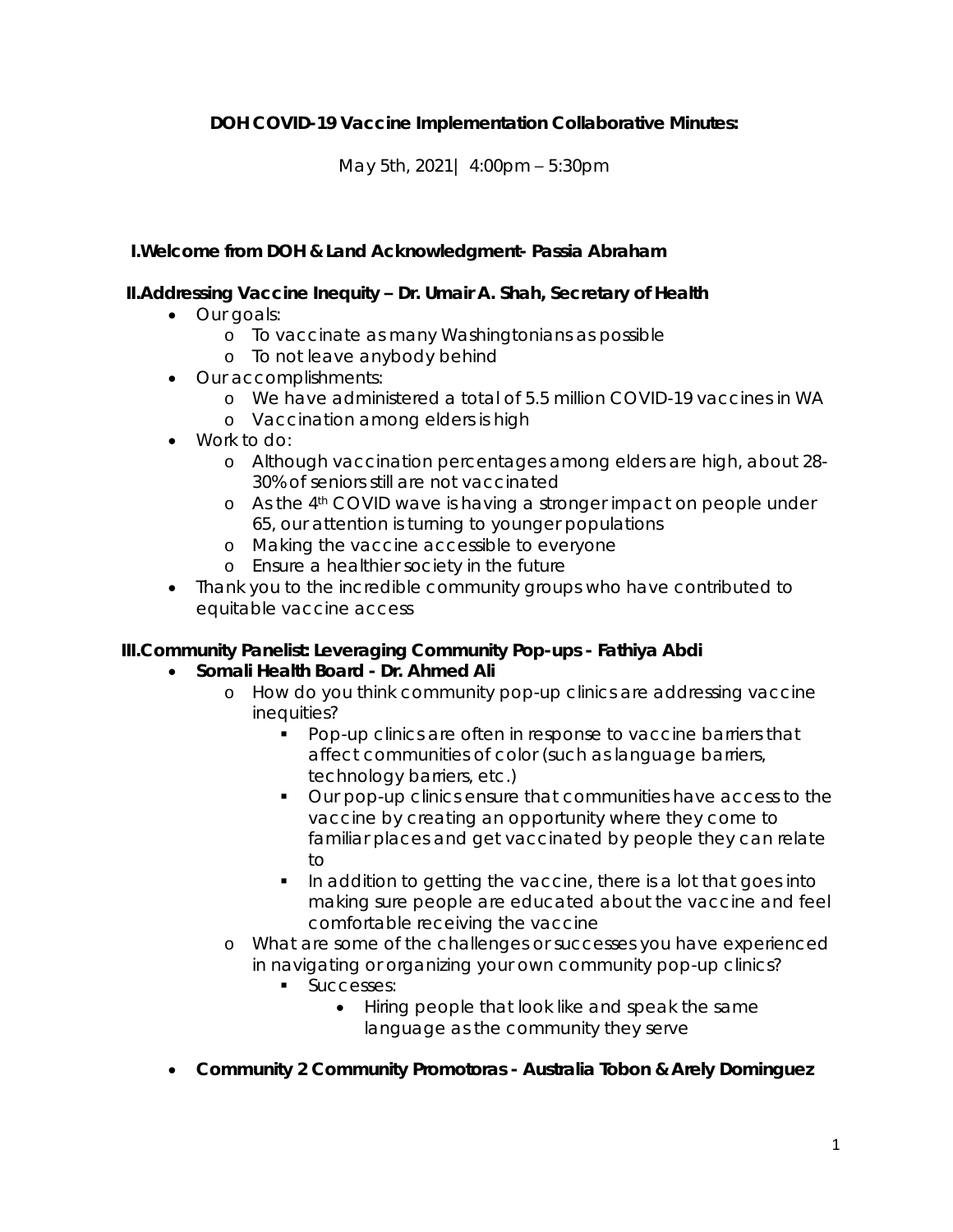**DOH COVID-19 Vaccine Implementation Collaborative Minutes:**

May 5th, 2021| 4:00pm – 5:30pm

## I.Welcome from DOH & Land Acknowledgment- Passia Abraham

## II.Addressing Vaccine Inequity – Dr. Umair A. Shah, Secretary of Health

- Our goals:
  - To vaccinate as many Washingtonians as possible
  - To not leave anybody behind
- Our accomplishments:
  - We have administered a total of 5.5 million COVID-19 vaccines in WA
  - Vaccination among elders is high
- Work to do:
  - Although vaccination percentages among elders are high, about 28-30% of seniors still are not vaccinated
  - As the 4th COVID wave is having a stronger impact on people under 65, our attention is turning to younger populations
  - Making the vaccine accessible to everyone
  - Ensure a healthier society in the future
- Thank you to the incredible community groups who have contributed to equitable vaccine access

## III.Community Panelist: Leveraging Community Pop-ups - Fathiya Abdi

- **Somali Health Board - Dr. Ahmed Ali**
  - How do you think community pop-up clinics are addressing vaccine inequities?
    - Pop-up clinics are often in response to vaccine barriers that affect communities of color (such as language barriers, technology barriers, etc.)
    - Our pop-up clinics ensure that communities have access to the vaccine by creating an opportunity where they come to familiar places and get vaccinated by people they can relate to
    - In addition to getting the vaccine, there is a lot that goes into making sure people are educated about the vaccine and feel comfortable receiving the vaccine
  - What are some of the challenges or successes you have experienced in navigating or organizing your own community pop-up clinics?
    - Successes:
      - Hiring people that look like and speak the same language as the community they serve
- **Community 2 Community Promotoras - Australia Tobon & Arely Dominguez**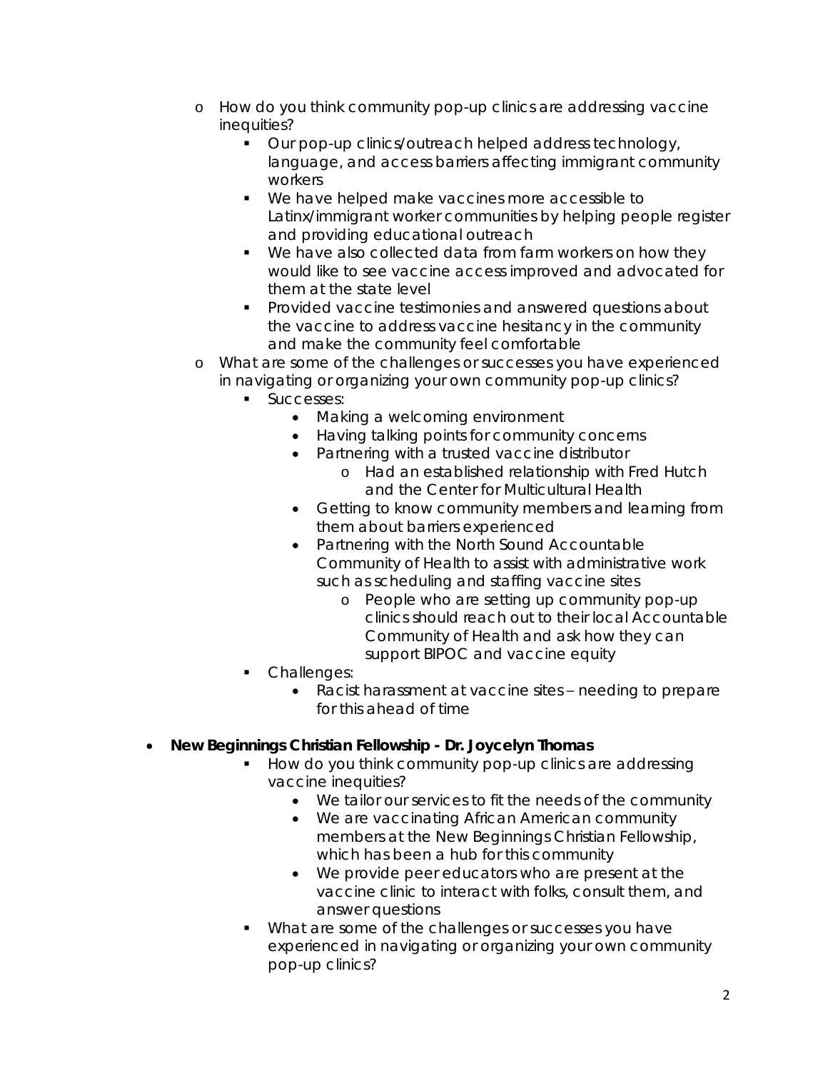- How do you think community pop-up clinics are addressing vaccine inequities?
  - Our pop-up clinics/outreach helped address technology, language, and access barriers affecting immigrant community workers
  - We have helped make vaccines more accessible to Latinx/immigrant worker communities by helping people register and providing educational outreach
  - We have also collected data from farm workers on how they would like to see vaccine access improved and advocated for them at the state level
  - Provided vaccine testimonies and answered questions about the vaccine to address vaccine hesitancy in the community and make the community feel comfortable
- What are some of the challenges or successes you have experienced in navigating or organizing your own community pop-up clinics?
  - Successes:
    - Making a welcoming environment
    - Having talking points for community concerns
    - Partnering with a trusted vaccine distributor
      - Had an established relationship with Fred Hutch and the Center for Multicultural Health
    - Getting to know community members and learning from them about barriers experienced
    - Partnering with the North Sound Accountable Community of Health to assist with administrative work such as scheduling and staffing vaccine sites
      - People who are setting up community pop-up clinics should reach out to their local Accountable Community of Health and ask how they can support BIPOC and vaccine equity
  - Challenges:
    - Racist harassment at vaccine sites – needing to prepare for this ahead of time

- **New Beginnings Christian Fellowship - Dr. Joycelyn Thomas**
  - How do you think community pop-up clinics are addressing vaccine inequities?
    - We tailor our services to fit the needs of the community
    - We are vaccinating African American community members at the New Beginnings Christian Fellowship, which has been a hub for this community
    - We provide peer educators who are present at the vaccine clinic to interact with folks, consult them, and answer questions
  - What are some of the challenges or successes you have experienced in navigating or organizing your own community pop-up clinics?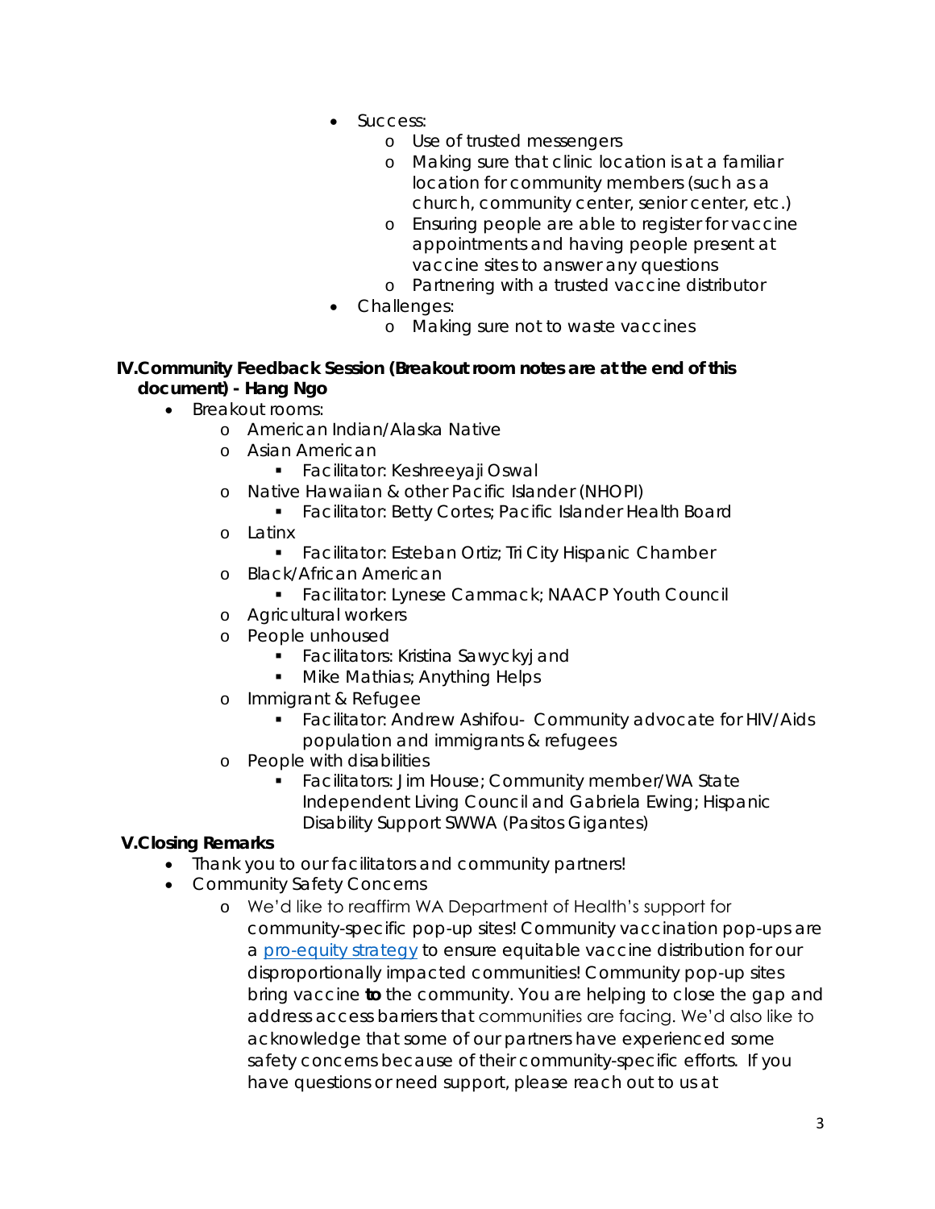- Success:
    - Use of trusted messengers
    - Making sure that clinic location is at a familiar location for community members (such as a church, community center, senior center, etc.)
    - Ensuring people are able to register for vaccine appointments and having people present at vaccine sites to answer any questions
    - Partnering with a trusted vaccine distributor
- Challenges:
    - Making sure not to waste vaccines

**IV. Community Feedback Session (Breakout room notes are at the end of this document) - Hang Ngo**

- Breakout rooms:
    - American Indian/Alaska Native
    - Asian American
        - Facilitator: Keshreeyaji Oswal
    - Native Hawaiian & other Pacific Islander (NHOPI)
        - Facilitator: Betty Cortes; Pacific Islander Health Board
    - Latinx
        - Facilitator: Esteban Ortiz; Tri City Hispanic Chamber
    - Black/African American
        - Facilitator: Lynese Cammack; NAACP Youth Council
    - Agricultural workers
    - People unhoused
        - Facilitators: Kristina Sawyckyj and
        - Mike Mathias; Anything Helps
    - Immigrant & Refugee
        - Facilitator: Andrew Ashifou- Community advocate for HIV/Aids population and immigrants & refugees
    - People with disabilities
        - Facilitators: Jim House; Community member/WA State Independent Living Council and Gabriela Ewing; Hispanic Disability Support SWWA (Pasitos Gigantes)

**V. Closing Remarks**

- Thank you to our facilitators and community partners!
- Community Safety Concerns
    - We'd like to reaffirm WA Department of Health's support for community-specific pop-up sites! Community vaccination pop-ups are a [pro-equity strategy]() to ensure equitable vaccine distribution for our disproportionally impacted communities! Community pop-up sites bring vaccine **to** the community. You are helping to close the gap and address access barriers that communities are facing. We'd also like to acknowledge that some of our partners have experienced some safety concerns because of their community-specific efforts. If you have questions or need support, please reach out to us at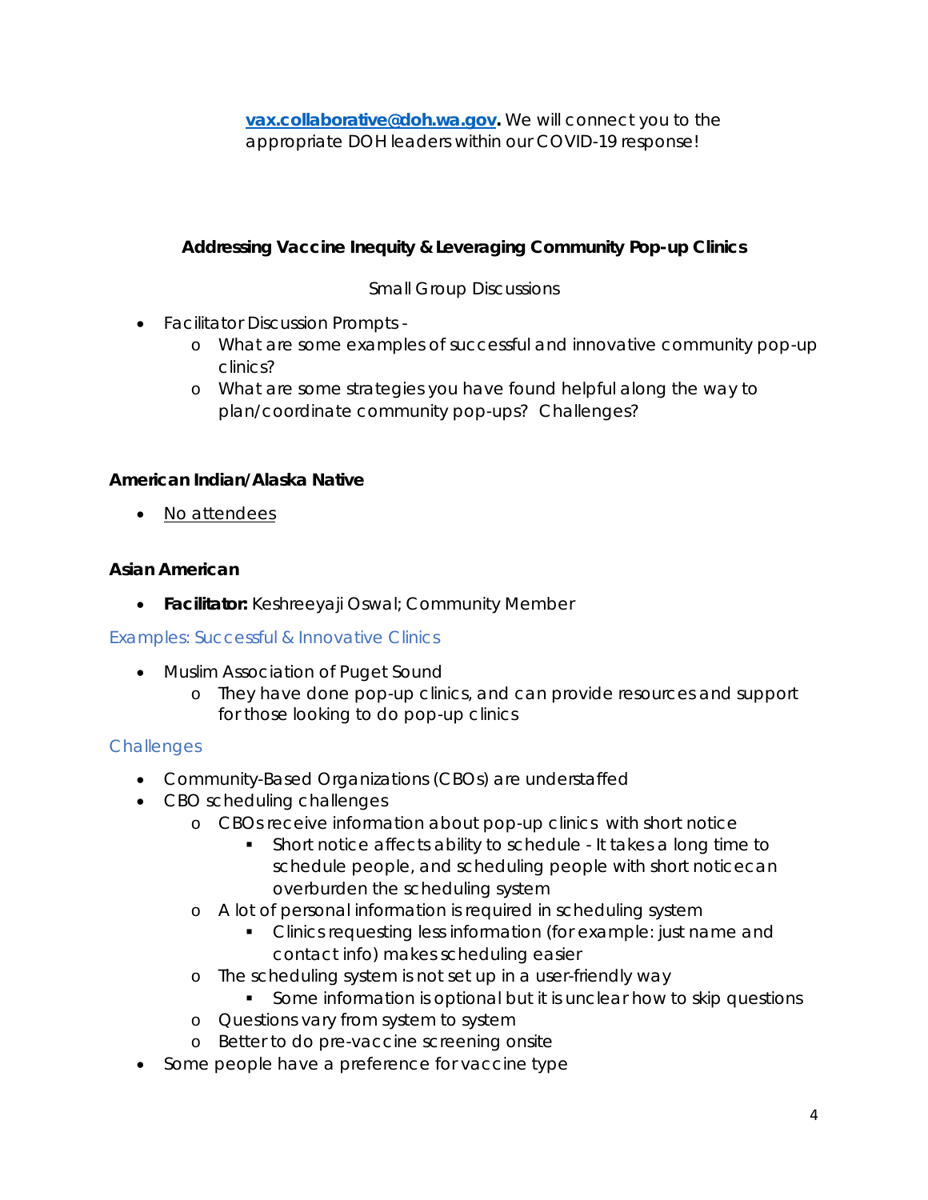**vax.collaborative@doh.wa.gov**. We will connect you to the appropriate DOH leaders within our COVID-19 response!

## Addressing Vaccine Inequity & Leveraging Community Pop-up Clinics

Small Group Discussions

- Facilitator Discussion Prompts -
    - What are some examples of successful and innovative community pop-up clinics?
    - What are some strategies you have found helpful along the way to plan/coordinate community pop-ups? Challenges?

### American Indian/Alaska Native

- <u>No attendees</u>

### Asian American

- **Facilitator:** Keshreeyaji Oswal; Community Member

#### Examples: Successful & Innovative Clinics

- Muslim Association of Puget Sound
    - They have done pop-up clinics, and can provide resources and support for those looking to do pop-up clinics

#### Challenges

- Community-Based Organizations (CBOs) are understaffed
- CBO scheduling challenges
    - CBOs receive information about pop-up clinics with short notice
        - Short notice affects ability to schedule - It takes a long time to schedule people, and scheduling people with short notice can overburden the scheduling system
    - A lot of personal information is required in scheduling system
        - Clinics requesting less information (for example: just name and contact info) makes scheduling easier
    - The scheduling system is not set up in a user-friendly way
        - Some information is optional but it is unclear how to skip questions
    - Questions vary from system to system
    - Better to do pre-vaccine screening onsite
- Some people have a preference for vaccine type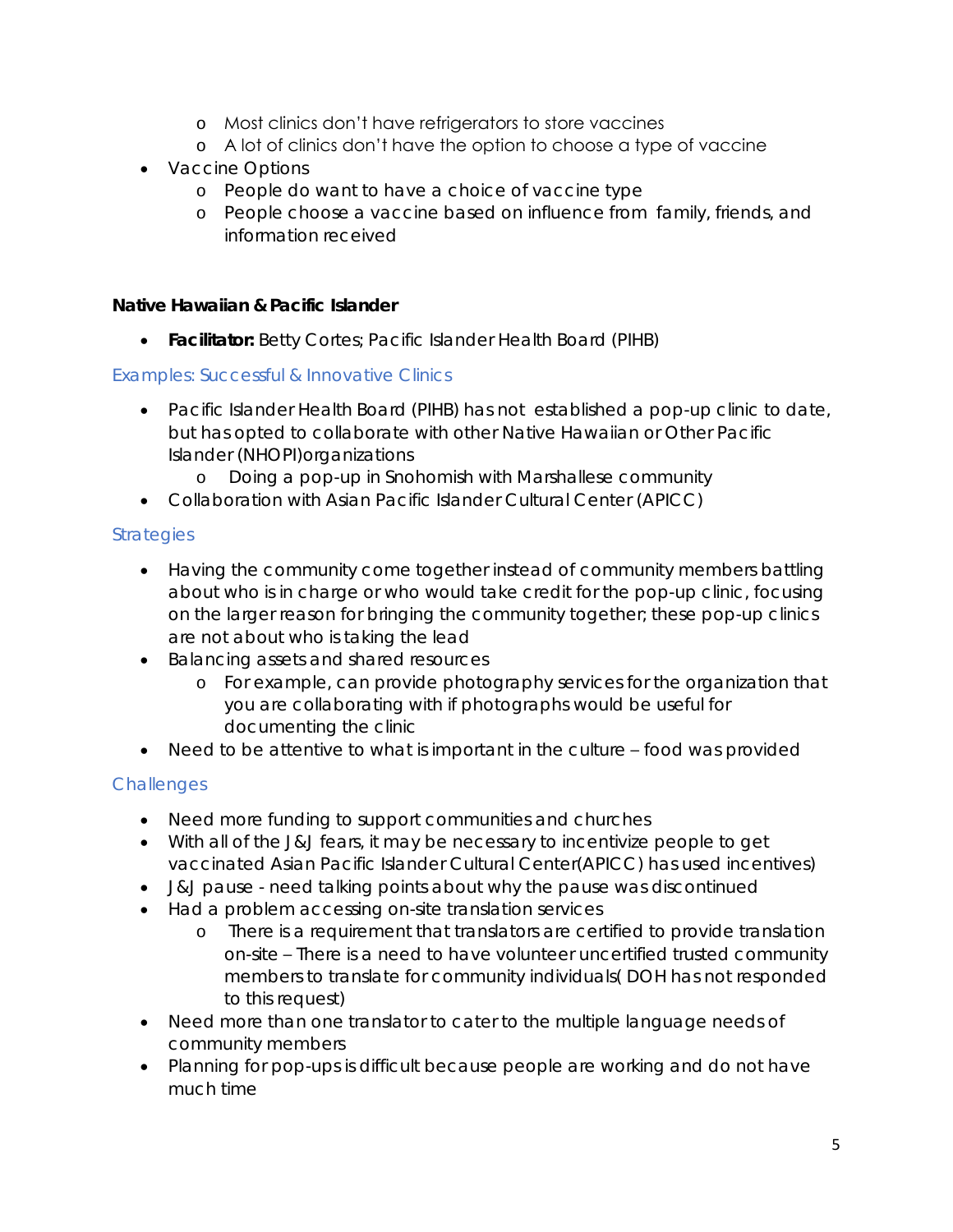- Most clinics don't have refrigerators to store vaccines
    - A lot of clinics don't have the option to choose a type of vaccine
- Vaccine Options
    - People do want to have a choice of vaccine type
    - People choose a vaccine based on influence from family, friends, and information received

**Native Hawaiian & Pacific Islander**

- **Facilitator:** Betty Cortes; Pacific Islander Health Board (PIHB)

### Examples: Successful & Innovative Clinics

- Pacific Islander Health Board (PIHB) has not established a pop-up clinic to date, but has opted to collaborate with other Native Hawaiian or Other Pacific Islander (NHOPI)organizations
    - Doing a pop-up in Snohomish with Marshallese community
- Collaboration with Asian Pacific Islander Cultural Center (APICC)

### Strategies

- Having the community come together instead of community members battling about who is in charge or who would take credit for the pop-up clinic, focusing on the larger reason for bringing the community together; these pop-up clinics are not about who is taking the lead
- Balancing assets and shared resources
    - For example, can provide photography services for the organization that you are collaborating with if photographs would be useful for documenting the clinic
- Need to be attentive to what is important in the culture – food was provided

### Challenges

- Need more funding to support communities and churches
- With all of the J&J fears, it may be necessary to incentivize people to get vaccinated Asian Pacific Islander Cultural Center(APICC) has used incentives)
- J&J pause - need talking points about why the pause was discontinued
- Had a problem accessing on-site translation services
    - There is a requirement that translators are certified to provide translation on-site – There is a need to have volunteer uncertified trusted community members to translate for community individuals( DOH has not responded to this request)
- Need more than one translator to cater to the multiple language needs of community members
- Planning for pop-ups is difficult because people are working and do not have much time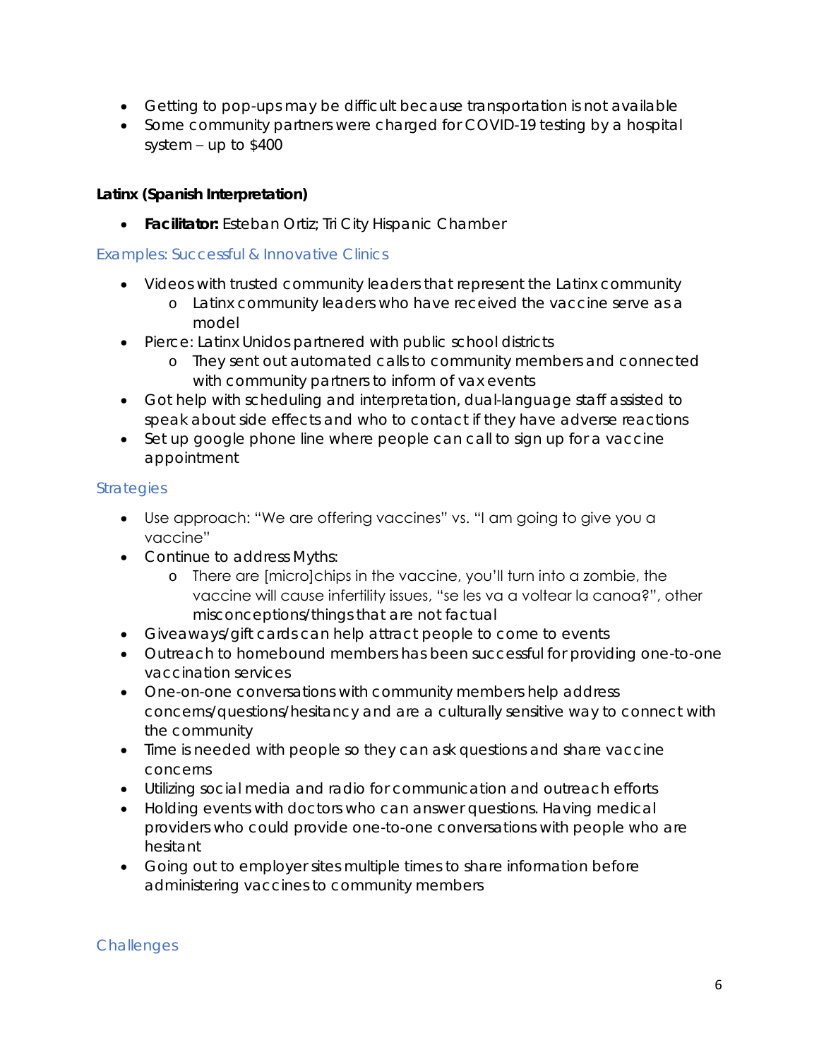- Getting to pop-ups may be difficult because transportation is not available
- Some community partners were charged for COVID-19 testing by a hospital system – up to $400

**Latinx (Spanish Interpretation)**

- **Facilitator:** Esteban Ortiz; Tri City Hispanic Chamber

### Examples: Successful & Innovative Clinics

- Videos with trusted community leaders that represent the Latinx community
  - Latinx community leaders who have received the vaccine serve as a model
- Pierce: Latinx Unidos partnered with public school districts
  - They sent out automated calls to community members and connected with community partners to inform of vax events
- Got help with scheduling and interpretation, dual-language staff assisted to speak about side effects and who to contact if they have adverse reactions
- Set up google phone line where people can call to sign up for a vaccine appointment

### Strategies

- Use approach: "We are offering vaccines" vs. "I am going to give you a vaccine"
- Continue to address Myths:
  - There are [micro]chips in the vaccine, you'll turn into a zombie, the vaccine will cause infertility issues, "se les va a voltear la canoa?", other misconceptions/things that are not factual
- Giveaways/gift cards can help attract people to come to events
- Outreach to homebound members has been successful for providing one-to-one vaccination services
- One-on-one conversations with community members help address concerns/questions/hesitancy and are a culturally sensitive way to connect with the community
- Time is needed with people so they can ask questions and share vaccine concerns
- Utilizing social media and radio for communication and outreach efforts
- Holding events with doctors who can answer questions. Having medical providers who could provide one-to-one conversations with people who are hesitant
- Going out to employer sites multiple times to share information before administering vaccines to community members

### Challenges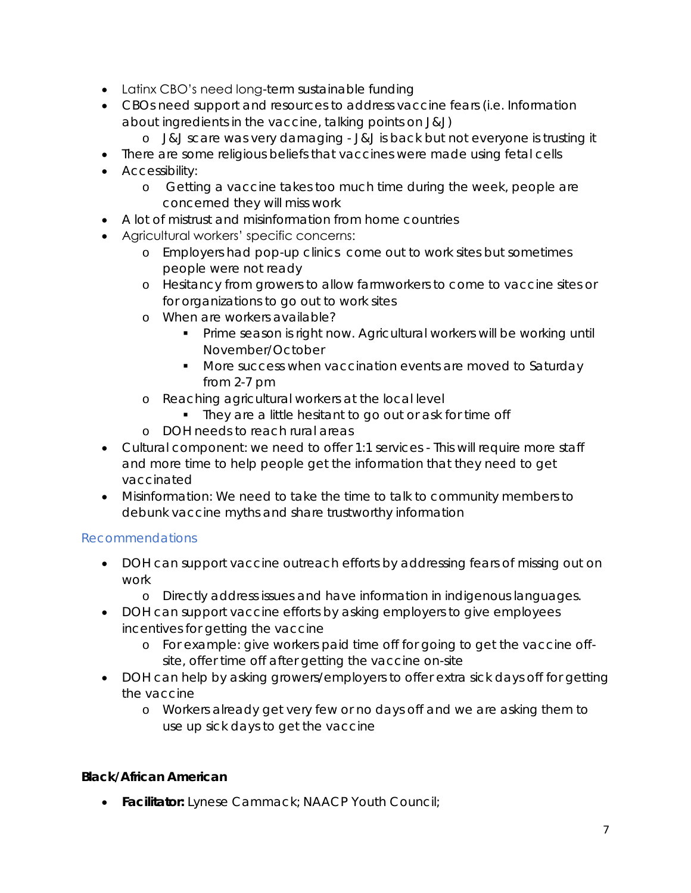- Latinx CBO's need long-term sustainable funding
- CBOs need support and resources to address vaccine fears (i.e. Information about ingredients in the vaccine, talking points on J&J)
  - J&J scare was very damaging - J&J is back but not everyone is trusting it
- There are some religious beliefs that vaccines were made using fetal cells
- Accessibility:
  - Getting a vaccine takes too much time during the week, people are concerned they will miss work
- A lot of mistrust and misinformation from home countries
- Agricultural workers' specific concerns:
  - Employers had pop-up clinics come out to work sites but sometimes people were not ready
  - Hesitancy from growers to allow farmworkers to come to vaccine sites or for organizations to go out to work sites
  - When are workers available?
    - Prime season is right now. Agricultural workers will be working until November/October
    - More success when vaccination events are moved to Saturday from 2-7 pm
  - Reaching agricultural workers at the local level
    - They are a little hesitant to go out or ask for time off
  - DOH needs to reach rural areas
- Cultural component: we need to offer 1:1 services - This will require more staff and more time to help people get the information that they need to get vaccinated
- Misinformation: We need to take the time to talk to community members to debunk vaccine myths and share trustworthy information

### Recommendations

- DOH can support vaccine outreach efforts by addressing fears of missing out on work
  - Directly address issues and have information in indigenous languages.
- DOH can support vaccine efforts by asking employers to give employees incentives for getting the vaccine
  - For example: give workers paid time off for going to get the vaccine off-site, offer time off after getting the vaccine on-site
- DOH can help by asking growers/employers to offer extra sick days off for getting the vaccine
  - Workers already get very few or no days off and we are asking them to use up sick days to get the vaccine

**Black/African American**

- **Facilitator:** Lynese Cammack; NAACP Youth Council;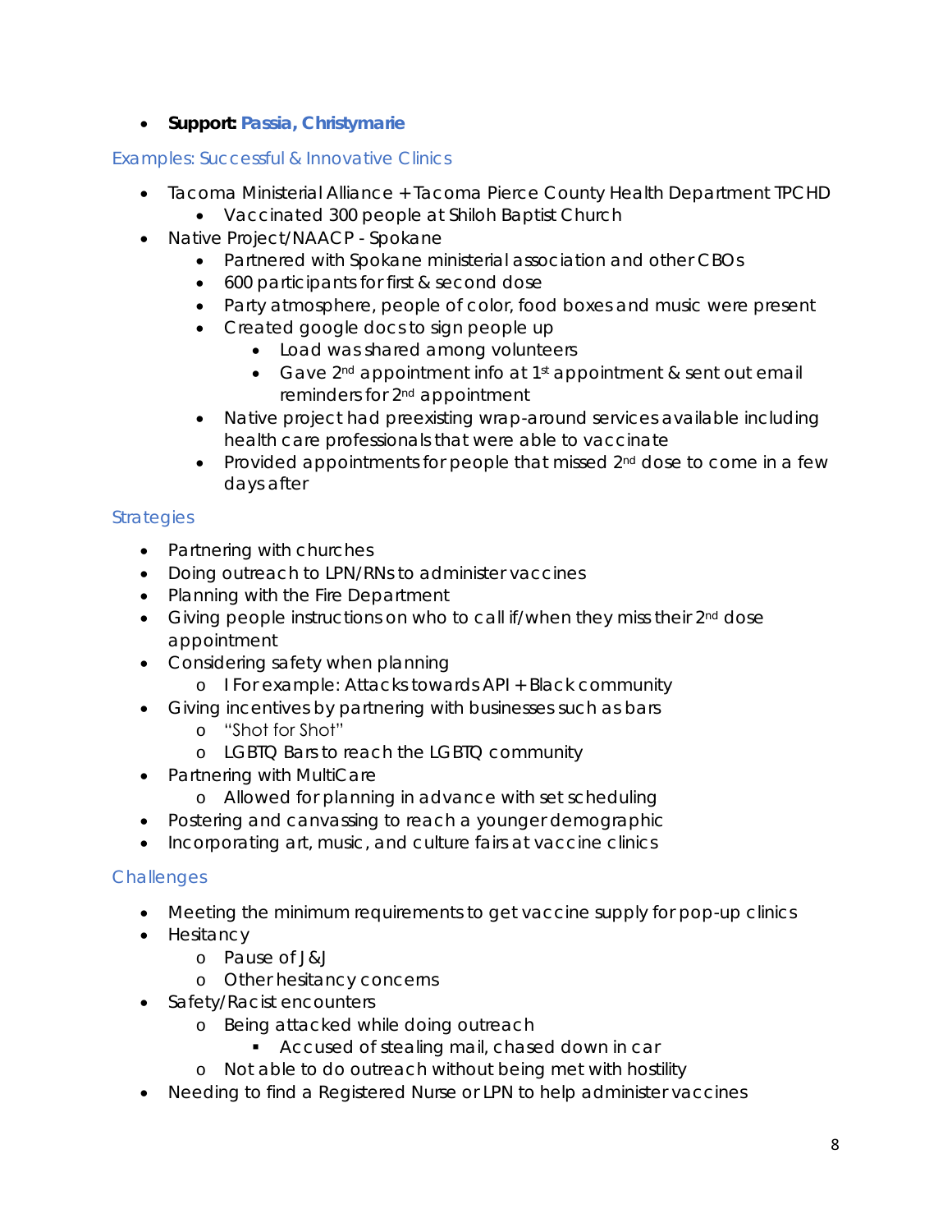- **Support: Passia, Christymarie**

### Examples: Successful & Innovative Clinics

- Tacoma Ministerial Alliance + Tacoma Pierce County Health Department TPCHD
  - Vaccinated 300 people at Shiloh Baptist Church
- Native Project/NAACP - Spokane
  - Partnered with Spokane ministerial association and other CBOs
  - 600 participants for first & second dose
  - Party atmosphere, people of color, food boxes and music were present
  - Created google docs to sign people up
    - Load was shared among volunteers
    - Gave 2nd appointment info at 1st appointment & sent out email reminders for 2nd appointment
  - Native project had preexisting wrap-around services available including health care professionals that were able to vaccinate
  - Provided appointments for people that missed 2nd dose to come in a few days after

### Strategies

- Partnering with churches
- Doing outreach to LPN/RNs to administer vaccines
- Planning with the Fire Department
- Giving people instructions on who to call if/when they miss their 2nd dose appointment
- Considering safety when planning
  - I For example: Attacks towards API + Black community
- Giving incentives by partnering with businesses such as bars
  - "Shot for Shot"
  - LGBTQ Bars to reach the LGBTQ community
- Partnering with MultiCare
  - Allowed for planning in advance with set scheduling
- Postering and canvassing to reach a younger demographic
- Incorporating art, music, and culture fairs at vaccine clinics

### Challenges

- Meeting the minimum requirements to get vaccine supply for pop-up clinics
- Hesitancy
  - Pause of J&J
  - Other hesitancy concerns
- Safety/Racist encounters
  - Being attacked while doing outreach
    - Accused of stealing mail, chased down in car
  - Not able to do outreach without being met with hostility
- Needing to find a Registered Nurse or LPN to help administer vaccines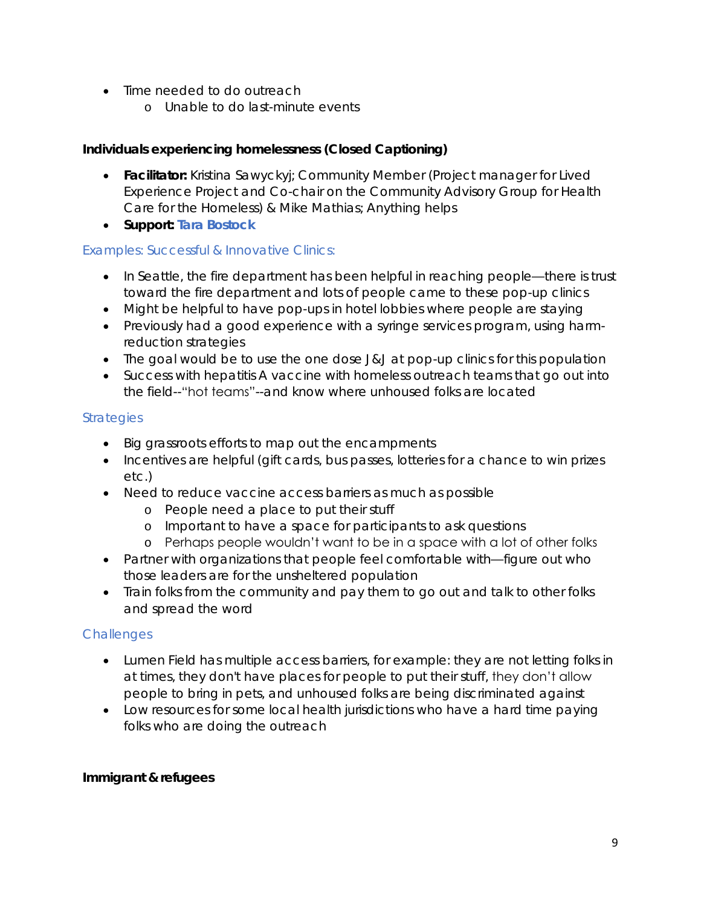- Time needed to do outreach
    - Unable to do last-minute events

**Individuals experiencing homelessness (Closed Captioning)**

- **Facilitator:** Kristina Sawyckyj; Community Member (Project manager for Lived Experience Project and Co-chair on the Community Advisory Group for Health Care for the Homeless) & Mike Mathias; Anything helps
- **Support: Tara Bostock**

### Examples: Successful & Innovative Clinics:

- In Seattle, the fire department has been helpful in reaching people—there is trust toward the fire department and lots of people came to these pop-up clinics
- Might be helpful to have pop-ups in hotel lobbies where people are staying
- Previously had a good experience with a syringe services program, using harm-reduction strategies
- The goal would be to use the one dose J&J at pop-up clinics for this population
- Success with hepatitis A vaccine with homeless outreach teams that go out into the field--"hot teams"--and know where unhoused folks are located

### Strategies

- Big grassroots efforts to map out the encampments
- Incentives are helpful (gift cards, bus passes, lotteries for a chance to win prizes etc.)
- Need to reduce vaccine access barriers as much as possible
    - People need a place to put their stuff
    - Important to have a space for participants to ask questions
    - Perhaps people wouldn't want to be in a space with a lot of other folks
- Partner with organizations that people feel comfortable with—figure out who those leaders are for the unsheltered population
- Train folks from the community and pay them to go out and talk to other folks and spread the word

### Challenges

- Lumen Field has multiple access barriers, for example: they are not letting folks in at times, they don't have places for people to put their stuff, they don't allow people to bring in pets, and unhoused folks are being discriminated against
- Low resources for some local health jurisdictions who have a hard time paying folks who are doing the outreach

**Immigrant & refugees**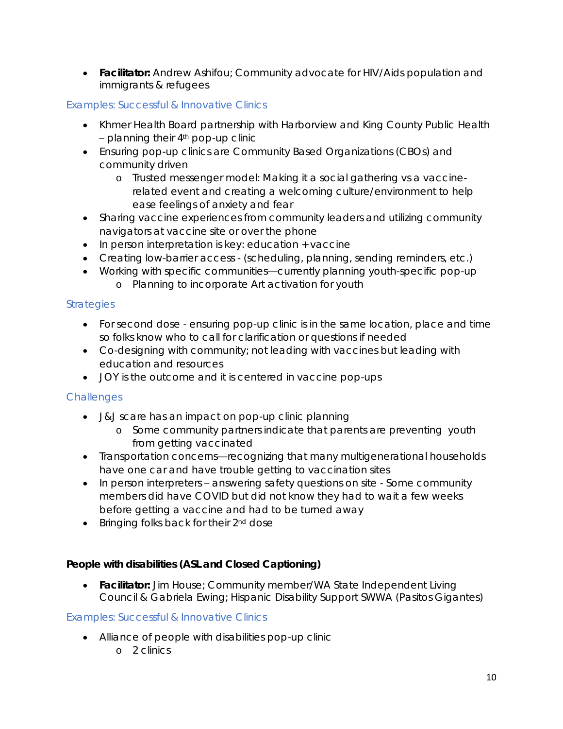- **Facilitator:** Andrew Ashifou; Community advocate for HIV/Aids population and immigrants & refugees

### Examples: Successful & Innovative Clinics

- Khmer Health Board partnership with Harborview and King County Public Health – planning their 4th pop-up clinic
- Ensuring pop-up clinics are Community Based Organizations (CBOs) and community driven
  - Trusted messenger model: Making it a social gathering vs a vaccine-related event and creating a welcoming culture/environment to help ease feelings of anxiety and fear
- Sharing vaccine experiences from community leaders and utilizing community navigators at vaccine site or over the phone
- In person interpretation is key: education + vaccine
- Creating low-barrier access - (scheduling, planning, sending reminders, etc.)
- Working with specific communities—currently planning youth-specific pop-up
  - Planning to incorporate Art activation for youth

### Strategies

- For second dose - ensuring pop-up clinic is in the same location, place and time so folks know who to call for clarification or questions if needed
- Co-designing with community; not leading with vaccines but leading with education and resources
- JOY is the outcome and it is centered in vaccine pop-ups

### Challenges

- J&J scare has an impact on pop-up clinic planning
  - Some community partners indicate that parents are preventing youth from getting vaccinated
- Transportation concerns—recognizing that many multigenerational households have one car and have trouble getting to vaccination sites
- In person interpreters – answering safety questions on site - Some community members did have COVID but did not know they had to wait a few weeks before getting a vaccine and had to be turned away
- Bringing folks back for their 2nd dose

**People with disabilities (ASL and Closed Captioning)**

- **Facilitator:** Jim House; Community member/WA State Independent Living Council & Gabriela Ewing; Hispanic Disability Support SWWA (Pasitos Gigantes)

### Examples: Successful & Innovative Clinics

- Alliance of people with disabilities pop-up clinic
  - 2 clinics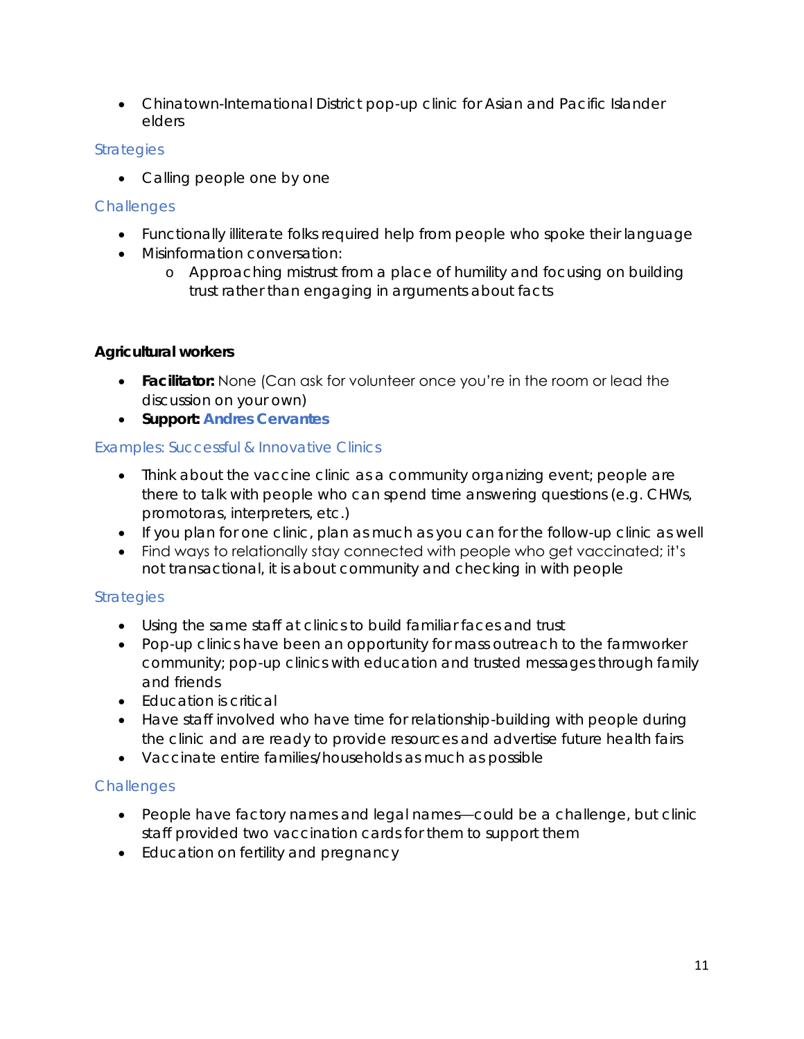- Chinatown-International District pop-up clinic for Asian and Pacific Islander elders

### Strategies

- Calling people one by one

### Challenges

- Functionally illiterate folks required help from people who spoke their language
- Misinformation conversation:
    - Approaching mistrust from a place of humility and focusing on building trust rather than engaging in arguments about facts

**Agricultural workers**

- **Facilitator:** None (Can ask for volunteer once you're in the room or lead the discussion on your own)
- **Support: Andres Cervantes**

### Examples: Successful & Innovative Clinics

- Think about the vaccine clinic as a community organizing event; people are there to talk with people who can spend time answering questions (e.g. CHWs, promotoras, interpreters, etc.)
- If you plan for one clinic, plan as much as you can for the follow-up clinic as well
- Find ways to relationally stay connected with people who get vaccinated; it's not transactional, it is about community and checking in with people

### Strategies

- Using the same staff at clinics to build familiar faces and trust
- Pop-up clinics have been an opportunity for mass outreach to the farmworker community; pop-up clinics with education and trusted messages through family and friends
- Education is critical
- Have staff involved who have time for relationship-building with people during the clinic and are ready to provide resources and advertise future health fairs
- Vaccinate entire families/households as much as possible

### Challenges

- People have factory names and legal names—could be a challenge, but clinic staff provided two vaccination cards for them to support them
- Education on fertility and pregnancy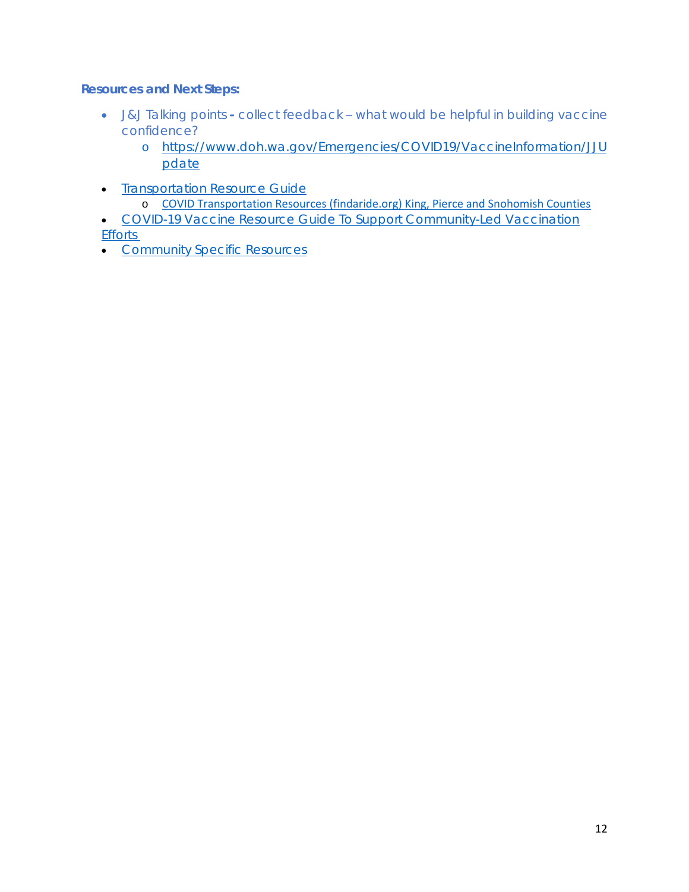**Resources and Next Steps:**

- J&J Talking points **-** collect feedback – what would be helpful in building vaccine confidence?
    - https://www.doh.wa.gov/Emergencies/COVID19/VaccineInformation/JJUpdate
- Transportation Resource Guide
    - COVID Transportation Resources (findaride.org) King, Pierce and Snohomish Counties
- COVID-19 Vaccine Resource Guide To Support Community-Led Vaccination Efforts
- Community Specific Resources